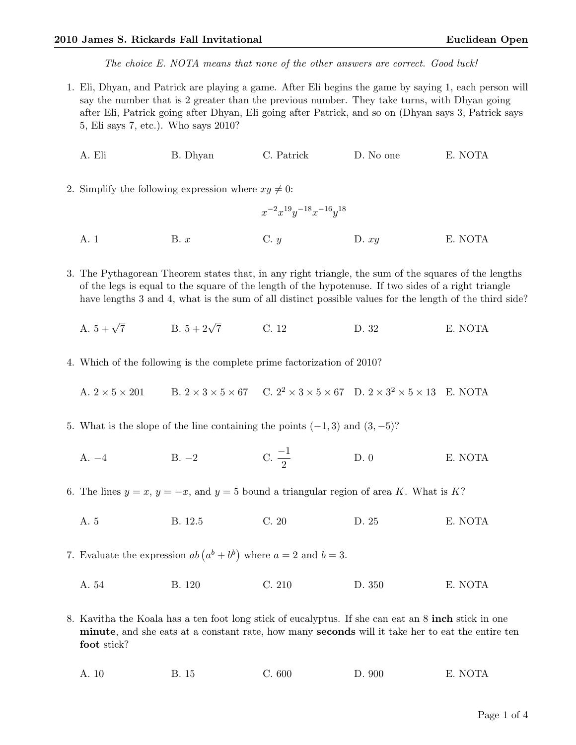**2010 James S. Rickards Fall Invitational** **Euclidean Open**

*The choice E. NOTA means that none of the other answers are correct. Good luck!*

1. Eli, Dhyan, and Patrick are playing a game. After Eli begins the game by saying 1, each person will say the number that is 2 greater than the previous number. They take turns, with Dhyan going after Eli, Patrick going after Dhyan, Eli going after Patrick, and so on (Dhyan says 3, Patrick says 5, Eli says 7, etc.). Who says 2010?

   A. Eli B. Dhyan C. Patrick D. No one E. NOTA

2. Simplify the following expression where $xy \neq 0$:

$$x^{-2}x^{19}y^{-18}x^{-16}y^{18}$$

   A. 1 B. $x$ C. $y$ D. $xy$ E. NOTA

3. The Pythagorean Theorem states that, in any right triangle, the sum of the squares of the lengths of the legs is equal to the square of the length of the hypotenuse. If two sides of a right triangle have lengths 3 and 4, what is the sum of all distinct possible values for the length of the third side?

   A. $5 + \sqrt{7}$ B. $5 + 2\sqrt{7}$ C. 12 D. 32 E. NOTA

4. Which of the following is the complete prime factorization of 2010?

   A. $2 \times 5 \times 201$ B. $2 \times 3 \times 5 \times 67$ C. $2^2 \times 3 \times 5 \times 67$ D. $2 \times 3^2 \times 5 \times 13$ E. NOTA

5. What is the slope of the line containing the points $(-1, 3)$ and $(3, -5)$?

   A. $-4$ B. $-2$ C. $\frac{-1}{2}$ D. 0 E. NOTA

6. The lines $y = x$, $y = -x$, and $y = 5$ bound a triangular region of area $K$. What is $K$?

   A. 5 B. 12.5 C. 20 D. 25 E. NOTA

7. Evaluate the expression $ab\left(a^b + b^b\right)$ where $a = 2$ and $b = 3$.

   A. 54 B. 120 C. 210 D. 350 E. NOTA

8. Kavitha the Koala has a ten foot long stick of eucalyptus. If she can eat an 8 **inch** stick in one **minute**, and she eats at a constant rate, how many **seconds** will it take her to eat the entire ten **foot** stick?

   A. 10 B. 15 C. 600 D. 900 E. NOTA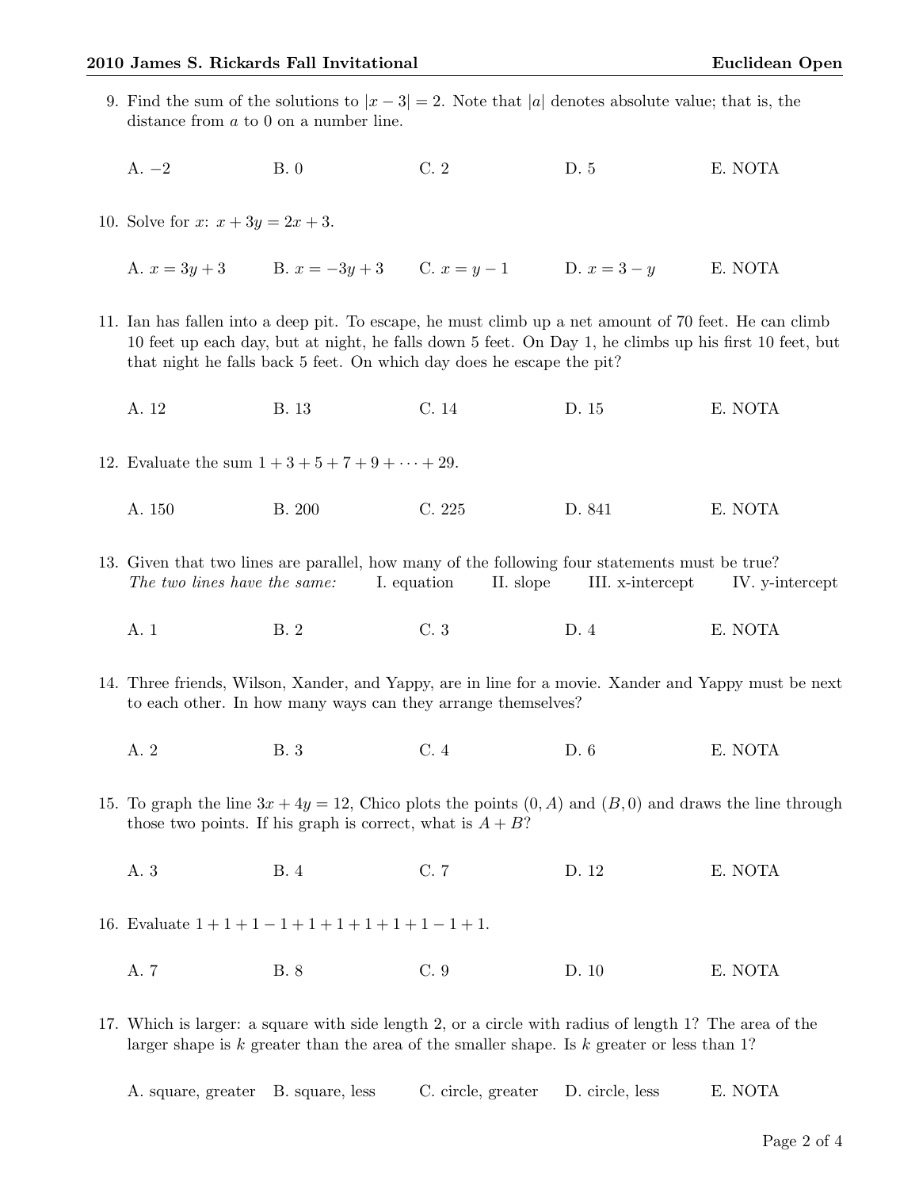9. Find the sum of the solutions to $|x - 3| = 2$. Note that $|a|$ denotes absolute value; that is, the distance from $a$ to 0 on a number line.

   A. $-2$ B. 0 C. 2 D. 5 E. NOTA

10. Solve for $x$: $x + 3y = 2x + 3$.

    A. $x = 3y + 3$ B. $x = -3y + 3$ C. $x = y - 1$ D. $x = 3 - y$ E. NOTA

11. Ian has fallen into a deep pit. To escape, he must climb up a net amount of 70 feet. He can climb 10 feet up each day, but at night, he falls down 5 feet. On Day 1, he climbs up his first 10 feet, but that night he falls back 5 feet. On which day does he escape the pit?

    A. 12 B. 13 C. 14 D. 15 E. NOTA

12. Evaluate the sum $1 + 3 + 5 + 7 + 9 + \cdots + 29$.

    A. 150 B. 200 C. 225 D. 841 E. NOTA

13. Given that two lines are parallel, how many of the following four statements must be true?
    *The two lines have the same:* I. equation II. slope III. x-intercept IV. y-intercept

    A. 1 B. 2 C. 3 D. 4 E. NOTA

14. Three friends, Wilson, Xander, and Yappy, are in line for a movie. Xander and Yappy must be next to each other. In how many ways can they arrange themselves?

    A. 2 B. 3 C. 4 D. 6 E. NOTA

15. To graph the line $3x + 4y = 12$, Chico plots the points $(0, A)$ and $(B, 0)$ and draws the line through those two points. If his graph is correct, what is $A + B$?

    A. 3 B. 4 C. 7 D. 12 E. NOTA

16. Evaluate $1 + 1 + 1 - 1 + 1 + 1 + 1 + 1 + 1 - 1 + 1$.

    A. 7 B. 8 C. 9 D. 10 E. NOTA

17. Which is larger: a square with side length 2, or a circle with radius of length 1? The area of the larger shape is $k$ greater than the area of the smaller shape. Is $k$ greater or less than 1?

    A. square, greater B. square, less C. circle, greater D. circle, less E. NOTA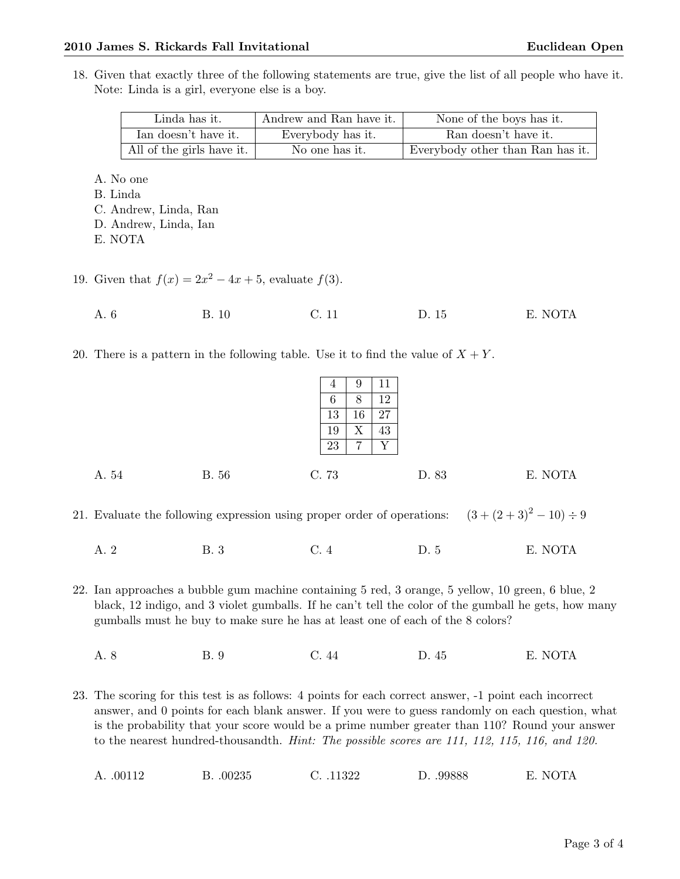18. Given that exactly three of the following statements are true, give the list of all people who have it. Note: Linda is a girl, everyone else is a boy.

| | | |
|---|---|---|
| Linda has it. | Andrew and Ran have it. | None of the boys has it. |
| Ian doesn't have it. | Everybody has it. | Ran doesn't have it. |
| All of the girls have it. | No one has it. | Everybody other than Ran has it. |

   A. No one
   B. Linda
   C. Andrew, Linda, Ran
   D. Andrew, Linda, Ian
   E. NOTA

19. Given that $f(x) = 2x^2 - 4x + 5$, evaluate $f(3)$.

   A. 6 B. 10 C. 11 D. 15 E. NOTA

20. There is a pattern in the following table. Use it to find the value of $X + Y$.

| | | |
|---|---|---|
| 4 | 9 | 11 |
| 6 | 8 | 12 |
| 13 | 16 | 27 |
| 19 | X | 43 |
| 23 | 7 | Y |

   A. 54 B. 56 C. 73 D. 83 E. NOTA

21. Evaluate the following expression using proper order of operations: $(3 + (2+3)^2 - 10) \div 9$

   A. 2 B. 3 C. 4 D. 5 E. NOTA

22. Ian approaches a bubble gum machine containing 5 red, 3 orange, 5 yellow, 10 green, 6 blue, 2 black, 12 indigo, and 3 violet gumballs. If he can't tell the color of the gumball he gets, how many gumballs must he buy to make sure he has at least one of each of the 8 colors?

   A. 8 B. 9 C. 44 D. 45 E. NOTA

23. The scoring for this test is as follows: 4 points for each correct answer, -1 point each incorrect answer, and 0 points for each blank answer. If you were to guess randomly on each question, what is the probability that your score would be a prime number greater than 110? Round your answer to the nearest hundred-thousandth. *Hint: The possible scores are 111, 112, 115, 116, and 120.*

   A. .00112 B. .00235 C. .11322 D. .99888 E. NOTA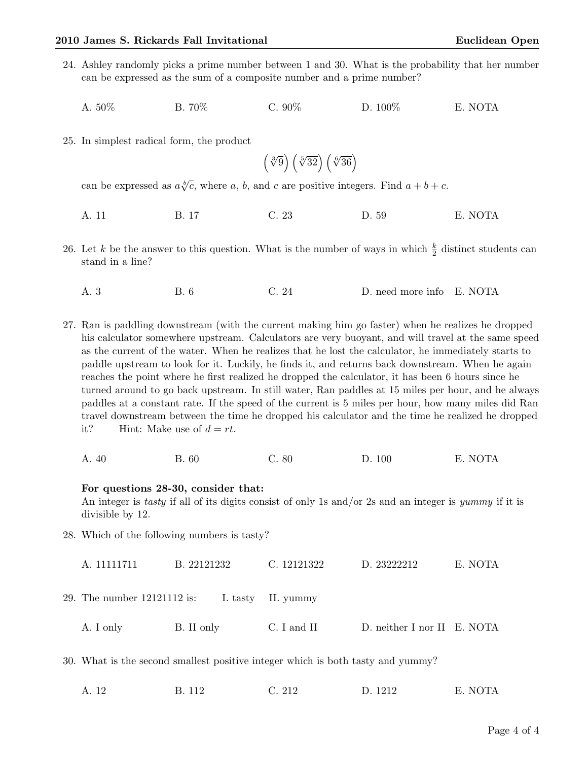24. Ashley randomly picks a prime number between 1 and 30. What is the probability that her number can be expressed as the sum of a composite number and a prime number?

A. 50% B. 70% C. 90% D. 100% E. NOTA

25. In simplest radical form, the product

$$\left(\sqrt[3]{9}\right)\left(\sqrt[5]{32}\right)\left(\sqrt[6]{36}\right)$$

can be expressed as $a\sqrt[b]{c}$, where $a$, $b$, and $c$ are positive integers. Find $a+b+c$.

A. 11 B. 17 C. 23 D. 59 E. NOTA

26. Let $k$ be the answer to this question. What is the number of ways in which $\frac{k}{2}$ distinct students can stand in a line?

A. 3 B. 6 C. 24 D. need more info E. NOTA

27. Ran is paddling downstream (with the current making him go faster) when he realizes he dropped his calculator somewhere upstream. Calculators are very buoyant, and will travel at the same speed as the current of the water. When he realizes that he lost the calculator, he immediately starts to paddle upstream to look for it. Luckily, he finds it, and returns back downstream. When he again reaches the point where he first realized he dropped the calculator, it has been 6 hours since he turned around to go back upstream. In still water, Ran paddles at 15 miles per hour, and he always paddles at a constant rate. If the speed of the current is 5 miles per hour, how many miles did Ran travel downstream between the time he dropped his calculator and the time he realized he dropped it? Hint: Make use of $d = rt$.

A. 40 B. 60 C. 80 D. 100 E. NOTA

**For questions 28-30, consider that:**
An integer is *tasty* if all of its digits consist of only 1s and/or 2s and an integer is *yummy* if it is divisible by 12.

28. Which of the following numbers is tasty?

A. 11111711 B. 22121232 C. 12121322 D. 23222212 E. NOTA

29. The number 12121112 is: I. tasty II. yummy

A. I only B. II only C. I and II D. neither I nor II E. NOTA

30. What is the second smallest positive integer which is both tasty and yummy?

A. 12 B. 112 C. 212 D. 1212 E. NOTA